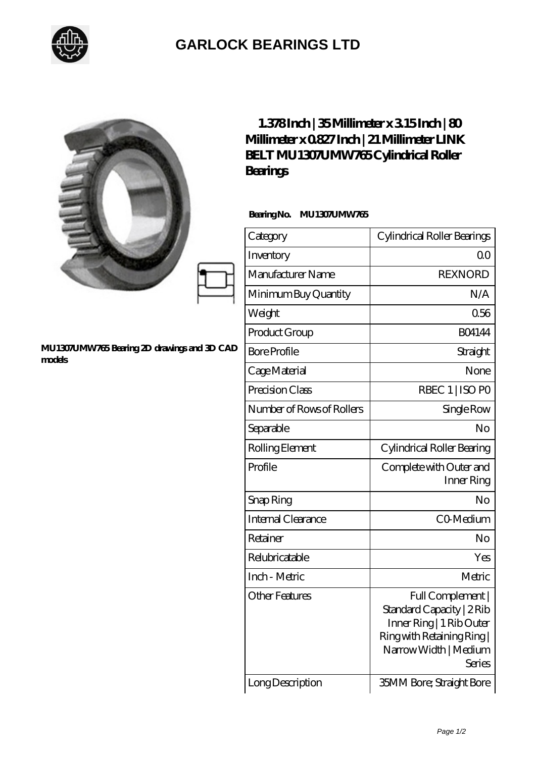# GARLOCK BEARINGS LTD

MU1307UMW765 Bearing 2D drawings and 3D CAD models

## 1.378 Inch | 35 Millimeter x 3.15 Inch | 80 Millimeter x 0.827 Inch | 21 Millimeter LINK BELT MU1307UMW765 Cylindrical Roller Bearings

**Bearing No.** MU1307UMW765

| Category | Cylindrical Roller Bearings |
|---|---|
| Inventory | 0.0 |
| Manufacturer Name | REXNORD |
| Minimum Buy Quantity | N/A |
| Weight | 0.56 |
| Product Group | B04144 |
| Bore Profile | Straight |
| Cage Material | None |
| Precision Class | RBEC 1 \| ISO P0 |
| Number of Rows of Rollers | Single Row |
| Separable | No |
| Rolling Element | Cylindrical Roller Bearing |
| Profile | Complete with Outer and Inner Ring |
| Snap Ring | No |
| Internal Clearance | C0-Medium |
| Retainer | No |
| Relubricatable | Yes |
| Inch - Metric | Metric |
| Other Features | Full Complement \| Standard Capacity \| 2 Rib Inner Ring \| 1 Rib Outer Ring with Retaining Ring \| Narrow Width \| Medium Series |
| Long Description | 35MM Bore; Straight Bore |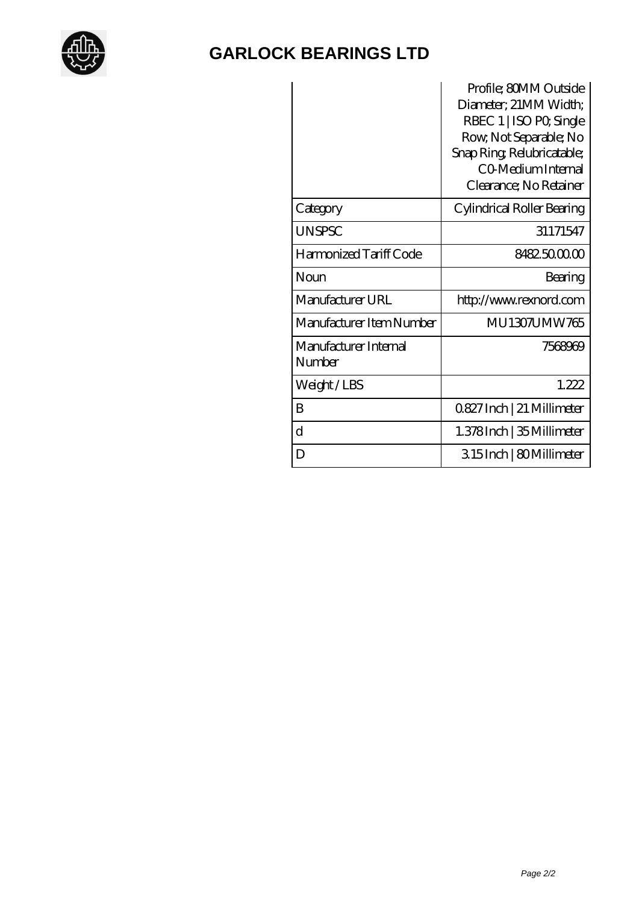| | |
|---|---|
| | Profile; 80MM Outside Diameter; 21MM Width; RBEC 1 \| ISO P0; Single Row; Not Separable; No Snap Ring; Relubricatable; C0-Medium Internal Clearance; No Retainer |
| Category | Cylindrical Roller Bearing |
| UNSPSC | 31171547 |
| Harmonized Tariff Code | 8482.50.00.00 |
| Noun | Bearing |
| Manufacturer URL | http://www.rexnord.com |
| Manufacturer Item Number | MU1307UMW765 |
| Manufacturer Internal Number | 7568969 |
| Weight / LBS | 1.222 |
| B | 0.827 Inch \| 21 Millimeter |
| d | 1.378 Inch \| 35 Millimeter |
| D | 3.15 Inch \| 80 Millimeter |